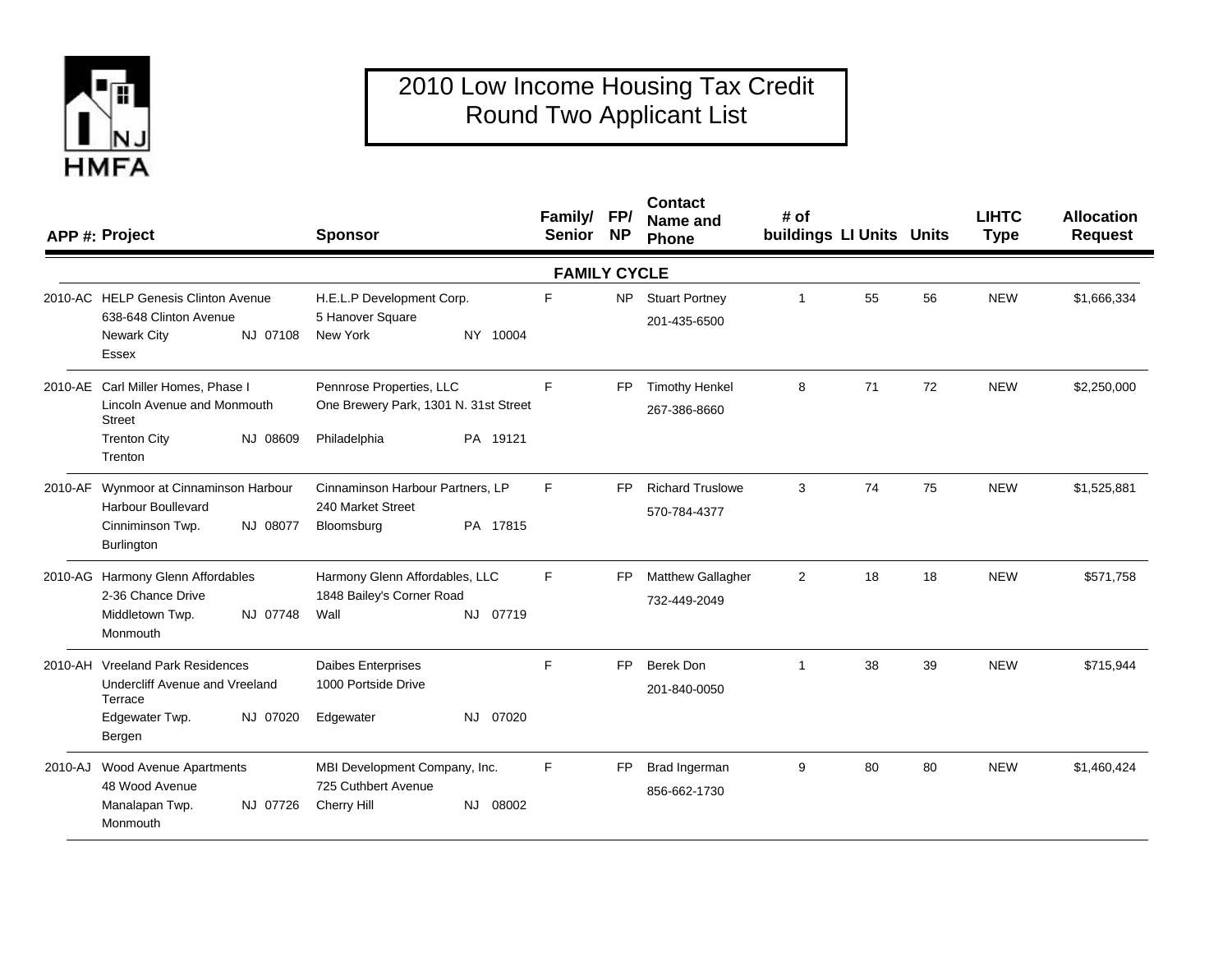# 2010 Low Income Housing Tax Credit Round Two Applicant List

| APP #: | Project | Sponsor | Family/ Senior | FP/ NP | Contact Name and Phone | # of buildings | LI Units | Units | LIHTC Type | Allocation Request |
|---|---|---|---|---|---|---|---|---|---|---|
| | | | **FAMILY CYCLE** | | | | | | | |
| 2010-AC | HELP Genesis Clinton Avenue<br>638-648 Clinton Avenue<br>Newark City NJ 07108<br>Essex | H.E.L.P Development Corp.<br>5 Hanover Square<br>New York NY 10004 | F | NP | Stuart Portney<br>201-435-6500 | 1 | 55 | 56 | NEW | $1,666,334 |
| 2010-AE | Carl Miller Homes, Phase I<br>Lincoln Avenue and Monmouth Street<br>Trenton City NJ 08609<br>Trenton | Pennrose Properties, LLC<br>One Brewery Park, 1301 N. 31st Street<br>Philadelphia PA 19121 | F | FP | Timothy Henkel<br>267-386-8660 | 8 | 71 | 72 | NEW | $2,250,000 |
| 2010-AF | Wynmoor at Cinnaminson Harbour<br>Harbour Boullevard<br>Cinniminson Twp. NJ 08077<br>Burlington | Cinnaminson Harbour Partners, LP<br>240 Market Street<br>Bloomsburg PA 17815 | F | FP | Richard Truslowe<br>570-784-4377 | 3 | 74 | 75 | NEW | $1,525,881 |
| 2010-AG | Harmony Glenn Affordables<br>2-36 Chance Drive<br>Middletown Twp. NJ 07748<br>Monmouth | Harmony Glenn Affordables, LLC<br>1848 Bailey's Corner Road<br>Wall NJ 07719 | F | FP | Matthew Gallagher<br>732-449-2049 | 2 | 18 | 18 | NEW | $571,758 |
| 2010-AH | Vreeland Park Residences<br>Undercliff Avenue and Vreeland Terrace<br>Edgewater Twp. NJ 07020<br>Bergen | Daibes Enterprises<br>1000 Portside Drive<br>Edgewater NJ 07020 | F | FP | Berek Don<br>201-840-0050 | 1 | 38 | 39 | NEW | $715,944 |
| 2010-AJ | Wood Avenue Apartments<br>48 Wood Avenue<br>Manalapan Twp. NJ 07726<br>Monmouth | MBI Development Company, Inc.<br>725 Cuthbert Avenue<br>Cherry Hill NJ 08002 | F | FP | Brad Ingerman<br>856-662-1730 | 9 | 80 | 80 | NEW | $1,460,424 |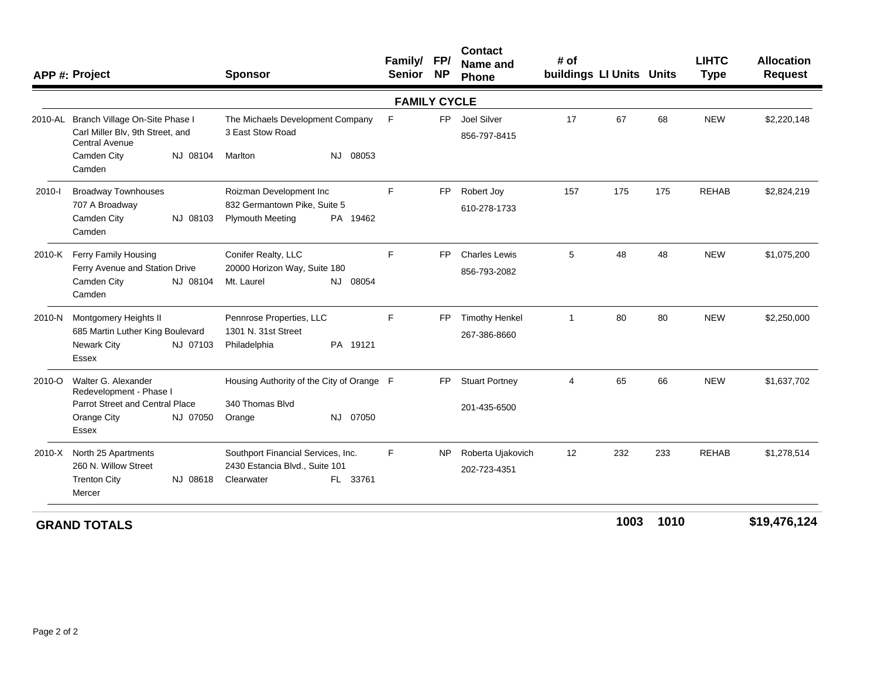| APP #: | Project | Sponsor | Family/ Senior | FP/ NP | Contact Name and Phone | # of buildings | LI Units | Units | LIHTC Type | Allocation Request |
|---|---|---|---|---|---|---|---|---|---|---|
| | | **FAMILY CYCLE** | | | | | | | | |
| 2010-AL | Branch Village On-Site Phase I<br>Carl Miller Blv, 9th Street, and Central Avenue<br>Camden City NJ 08104<br>Camden | The Michaels Development Company<br>3 East Stow Road<br>Marlton NJ 08053 | F | FP | Joel Silver<br>856-797-8415 | 17 | 67 | 68 | NEW | $2,220,148 |
| 2010-I | Broadway Townhouses<br>707 A Broadway<br>Camden City NJ 08103<br>Camden | Roizman Development Inc<br>832 Germantown Pike, Suite 5<br>Plymouth Meeting PA 19462 | F | FP | Robert Joy<br>610-278-1733 | 157 | 175 | 175 | REHAB | $2,824,219 |
| 2010-K | Ferry Family Housing<br>Ferry Avenue and Station Drive<br>Camden City NJ 08104<br>Camden | Conifer Realty, LLC<br>20000 Horizon Way, Suite 180<br>Mt. Laurel NJ 08054 | F | FP | Charles Lewis<br>856-793-2082 | 5 | 48 | 48 | NEW | $1,075,200 |
| 2010-N | Montgomery Heights II<br>685 Martin Luther King Boulevard<br>Newark City NJ 07103<br>Essex | Pennrose Properties, LLC<br>1301 N. 31st Street<br>Philadelphia PA 19121 | F | FP | Timothy Henkel<br>267-386-8660 | 1 | 80 | 80 | NEW | $2,250,000 |
| 2010-O | Walter G. Alexander Redevelopment - Phase I<br>Parrot Street and Central Place<br>Orange City NJ 07050<br>Essex | Housing Authority of the City of Orange<br>340 Thomas Blvd<br>Orange NJ 07050 | F | FP | Stuart Portney<br>201-435-6500 | 4 | 65 | 66 | NEW | $1,637,702 |
| 2010-X | North 25 Apartments<br>260 N. Willow Street<br>Trenton City NJ 08618<br>Mercer | Southport Financial Services, Inc.<br>2430 Estancia Blvd., Suite 101<br>Clearwater FL 33761 | F | NP | Roberta Ujakovich<br>202-723-4351 | 12 | 232 | 233 | REHAB | $1,278,514 |
| **GRAND TOTALS** | | | | | | | **1003** | **1010** | | **$19,476,124** |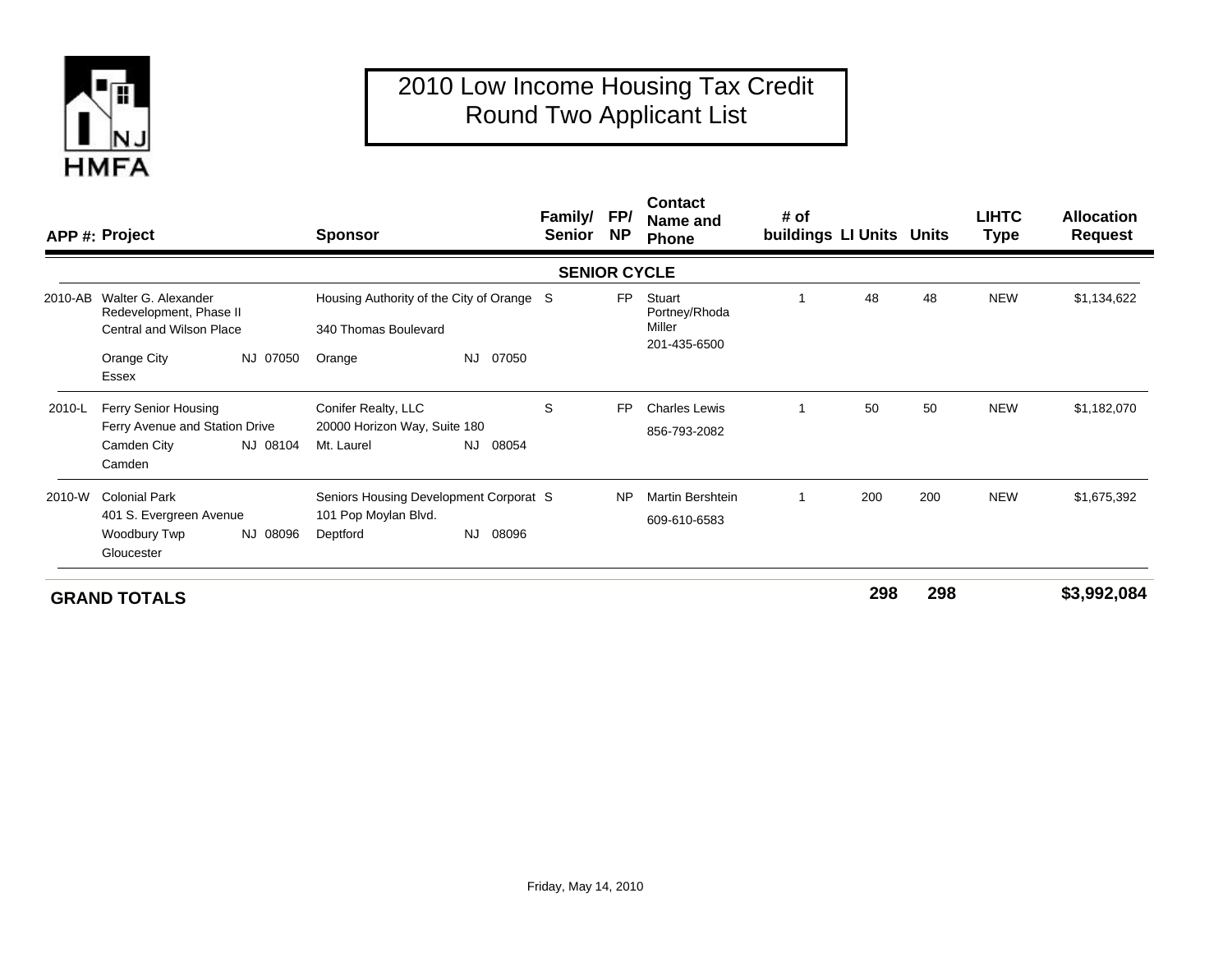# 2010 Low Income Housing Tax Credit Round Two Applicant List

| APP #: | Project | Sponsor | Family/ Senior | FP/ NP | Contact Name and Phone | # of buildings | LI Units | Units | LIHTC Type | Allocation Request |
|---|---|---|---|---|---|---|---|---|---|---|
| | | | **SENIOR CYCLE** | | | | | | | |
| 2010-AB | Walter G. Alexander Redevelopment, Phase II<br>Central and Wilson Place<br>Orange City NJ 07050<br>Essex | Housing Authority of the City of Orange<br>340 Thomas Boulevard<br>Orange NJ 07050 | S | FP | Stuart Portney/Rhoda Miller<br>201-435-6500 | 1 | 48 | 48 | NEW | $1,134,622 |
| 2010-L | Ferry Senior Housing<br>Ferry Avenue and Station Drive<br>Camden City NJ 08104<br>Camden | Conifer Realty, LLC<br>20000 Horizon Way, Suite 180<br>Mt. Laurel NJ 08054 | S | FP | Charles Lewis<br>856-793-2082 | 1 | 50 | 50 | NEW | $1,182,070 |
| 2010-W | Colonial Park<br>401 S. Evergreen Avenue<br>Woodbury Twp NJ 08096<br>Gloucester | Seniors Housing Development Corporat<br>101 Pop Moylan Blvd.<br>Deptford NJ 08096 | S | NP | Martin Bershtein<br>609-610-6583 | 1 | 200 | 200 | NEW | $1,675,392 |
| | **GRAND TOTALS** | | | | | | **298** | **298** | | **$3,992,084** |

Friday, May 14, 2010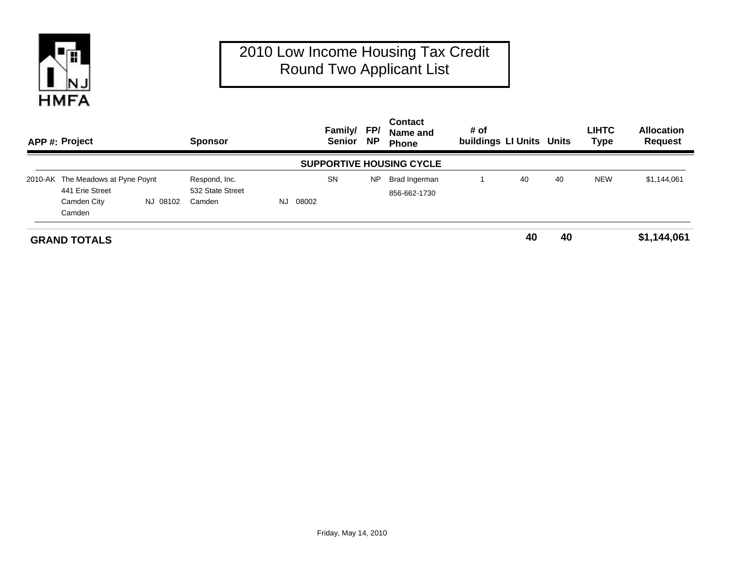# 2010 Low Income Housing Tax Credit Round Two Applicant List

| APP #: | Project | Sponsor | Family/ Senior | FP/ NP | Contact Name and Phone | # of buildings | LI Units | Units | LIHTC Type | Allocation Request |
|---|---|---|---|---|---|---|---|---|---|---|
| | | **SUPPORTIVE HOUSING CYCLE** | | | | | | | | |
| 2010-AK | The Meadows at Pyne Poynt<br>441 Erie Street<br>Camden City NJ 08102<br>Camden | Respond, Inc.<br>532 State Street<br>Camden NJ 08002 | SN | NP | Brad Ingerman<br>856-662-1730 | 1 | 40 | 40 | NEW | $1,144,061 |
| **GRAND TOTALS** | | | | | | | **40** | **40** | | **$1,144,061** |

Friday, May 14, 2010